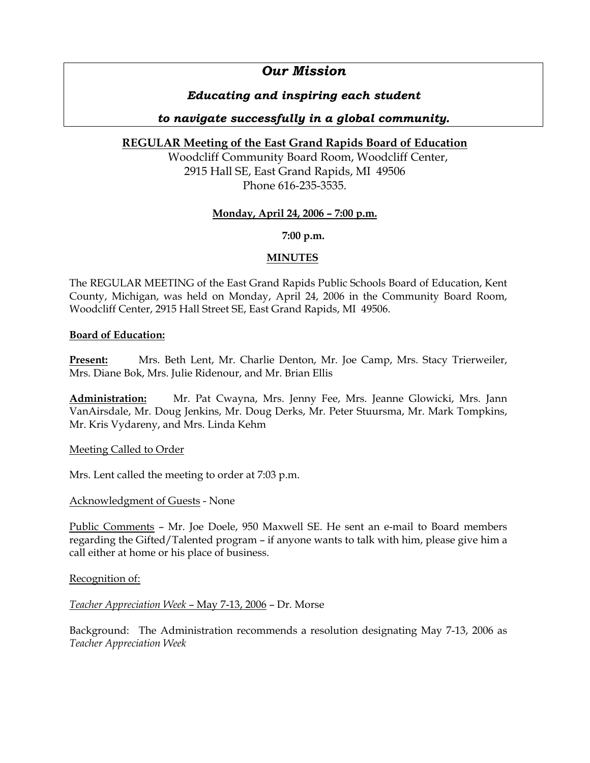# *Our Mission*

***Educating and inspiring each student***

***to navigate successfully in a global community.***

**REGULAR Meeting of the East Grand Rapids Board of Education**

Woodcliff Community Board Room, Woodcliff Center,
2915 Hall SE, East Grand Rapids, MI 49506
Phone 616-235-3535.

**Monday, April 24, 2006 – 7:00 p.m.**

**7:00 p.m.**

**MINUTES**

The REGULAR MEETING of the East Grand Rapids Public Schools Board of Education, Kent County, Michigan, was held on Monday, April 24, 2006 in the Community Board Room, Woodcliff Center, 2915 Hall Street SE, East Grand Rapids, MI 49506.

**Board of Education:**

**Present:** Mrs. Beth Lent, Mr. Charlie Denton, Mr. Joe Camp, Mrs. Stacy Trierweiler, Mrs. Diane Bok, Mrs. Julie Ridenour, and Mr. Brian Ellis

**Administration:** Mr. Pat Cwayna, Mrs. Jenny Fee, Mrs. Jeanne Glowicki, Mrs. Jann VanAirsdale, Mr. Doug Jenkins, Mr. Doug Derks, Mr. Peter Stuursma, Mr. Mark Tompkins, Mr. Kris Vydareny, and Mrs. Linda Kehm

Meeting Called to Order

Mrs. Lent called the meeting to order at 7:03 p.m.

Acknowledgment of Guests - None

Public Comments – Mr. Joe Doele, 950 Maxwell SE. He sent an e-mail to Board members regarding the Gifted/Talented program – if anyone wants to talk with him, please give him a call either at home or his place of business.

Recognition of:

*Teacher Appreciation Week* – May 7-13, 2006 – Dr. Morse

Background: The Administration recommends a resolution designating May 7-13, 2006 as *Teacher Appreciation Week*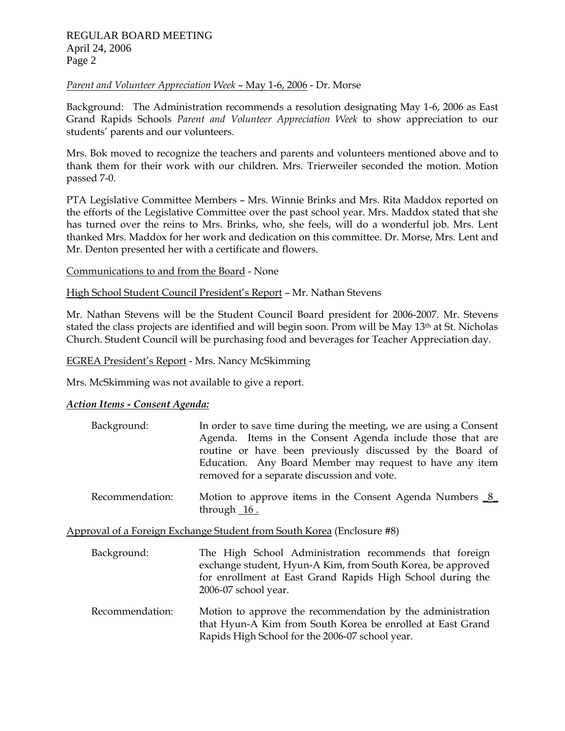*Parent and Volunteer Appreciation Week* – May 1-6, 2006 - Dr. Morse

Background: The Administration recommends a resolution designating May 1-6, 2006 as East Grand Rapids Schools *Parent and Volunteer Appreciation Week* to show appreciation to our students' parents and our volunteers.

Mrs. Bok moved to recognize the teachers and parents and volunteers mentioned above and to thank them for their work with our children. Mrs. Trierweiler seconded the motion. Motion passed 7-0.

PTA Legislative Committee Members – Mrs. Winnie Brinks and Mrs. Rita Maddox reported on the efforts of the Legislative Committee over the past school year. Mrs. Maddox stated that she has turned over the reins to Mrs. Brinks, who, she feels, will do a wonderful job. Mrs. Lent thanked Mrs. Maddox for her work and dedication on this committee. Dr. Morse, Mrs. Lent and Mr. Denton presented her with a certificate and flowers.

Communications to and from the Board - None

High School Student Council President's Report – Mr. Nathan Stevens

Mr. Nathan Stevens will be the Student Council Board president for 2006-2007. Mr. Stevens stated the class projects are identified and will begin soon. Prom will be May 13th at St. Nicholas Church. Student Council will be purchasing food and beverages for Teacher Appreciation day.

EGREA President's Report - Mrs. Nancy McSkimming

Mrs. McSkimming was not available to give a report.

***Action Items - Consent Agenda:***

Background: In order to save time during the meeting, we are using a Consent Agenda. Items in the Consent Agenda include those that are routine or have been previously discussed by the Board of Education. Any Board Member may request to have any item removed for a separate discussion and vote.

Recommendation: Motion to approve items in the Consent Agenda Numbers _8_ through _16_.

Approval of a Foreign Exchange Student from South Korea (Enclosure #8)

Background: The High School Administration recommends that foreign exchange student, Hyun-A Kim, from South Korea, be approved for enrollment at East Grand Rapids High School during the 2006-07 school year.

Recommendation: Motion to approve the recommendation by the administration that Hyun-A Kim from South Korea be enrolled at East Grand Rapids High School for the 2006-07 school year.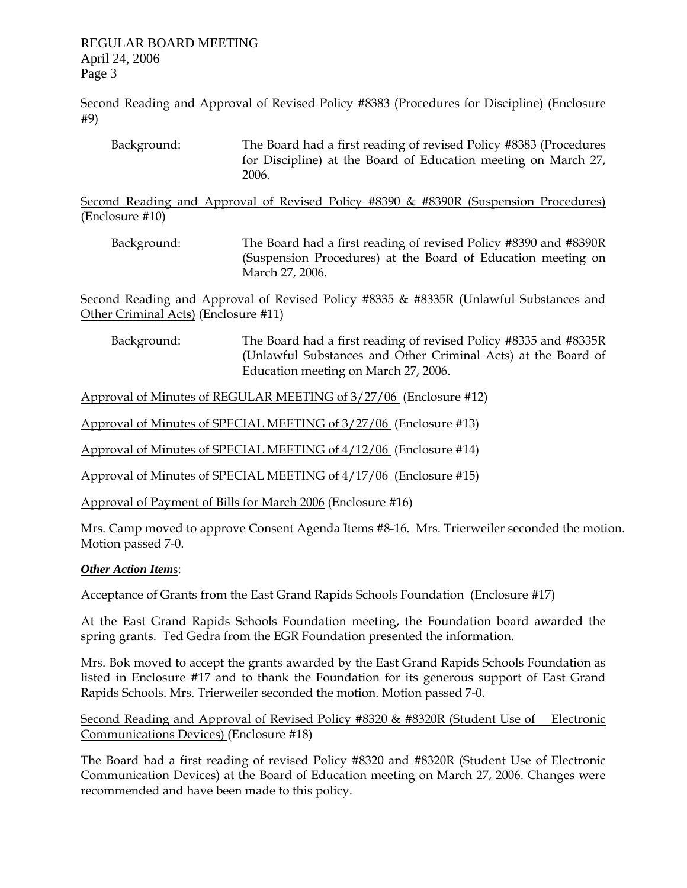Second Reading and Approval of Revised Policy #8383 (Procedures for Discipline) (Enclosure #9)

Background: The Board had a first reading of revised Policy #8383 (Procedures for Discipline) at the Board of Education meeting on March 27, 2006.

Second Reading and Approval of Revised Policy #8390 & #8390R (Suspension Procedures) (Enclosure #10)

Background: The Board had a first reading of revised Policy #8390 and #8390R (Suspension Procedures) at the Board of Education meeting on March 27, 2006.

Second Reading and Approval of Revised Policy #8335 & #8335R (Unlawful Substances and Other Criminal Acts) (Enclosure #11)

Background: The Board had a first reading of revised Policy #8335 and #8335R (Unlawful Substances and Other Criminal Acts) at the Board of Education meeting on March 27, 2006.

Approval of Minutes of REGULAR MEETING of 3/27/06 (Enclosure #12)

Approval of Minutes of SPECIAL MEETING of 3/27/06 (Enclosure #13)

Approval of Minutes of SPECIAL MEETING of 4/12/06 (Enclosure #14)

Approval of Minutes of SPECIAL MEETING of 4/17/06 (Enclosure #15)

Approval of Payment of Bills for March 2006 (Enclosure #16)

Mrs. Camp moved to approve Consent Agenda Items #8-16. Mrs. Trierweiler seconded the motion. Motion passed 7-0.

***Other Action Item*s**:

Acceptance of Grants from the East Grand Rapids Schools Foundation (Enclosure #17)

At the East Grand Rapids Schools Foundation meeting, the Foundation board awarded the spring grants. Ted Gedra from the EGR Foundation presented the information.

Mrs. Bok moved to accept the grants awarded by the East Grand Rapids Schools Foundation as listed in Enclosure #17 and to thank the Foundation for its generous support of East Grand Rapids Schools. Mrs. Trierweiler seconded the motion. Motion passed 7-0.

Second Reading and Approval of Revised Policy #8320 & #8320R (Student Use of Electronic Communications Devices) (Enclosure #18)

The Board had a first reading of revised Policy #8320 and #8320R (Student Use of Electronic Communication Devices) at the Board of Education meeting on March 27, 2006. Changes were recommended and have been made to this policy.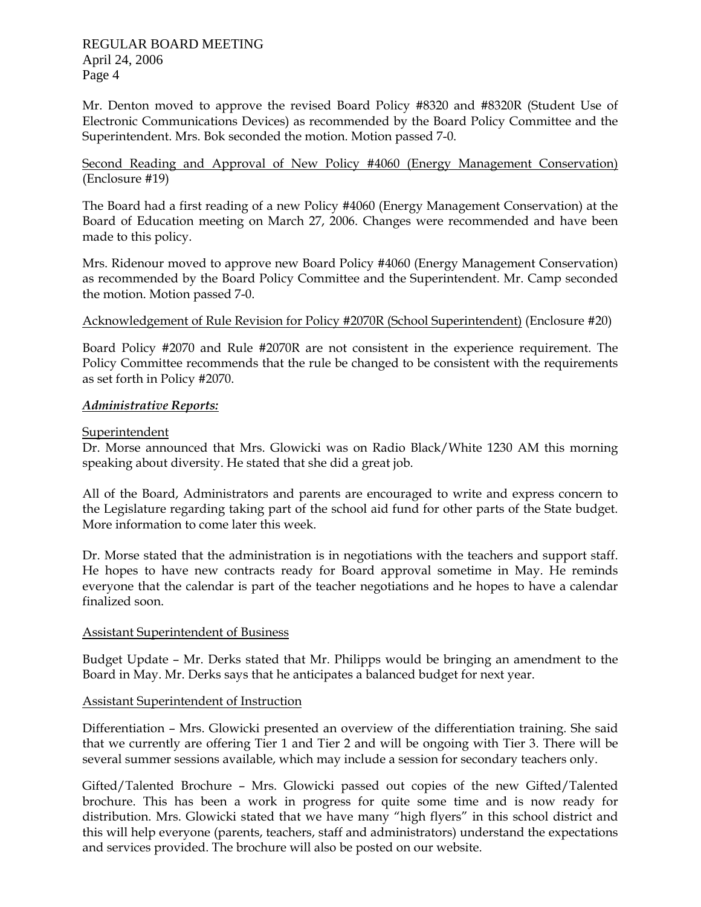Mr. Denton moved to approve the revised Board Policy #8320 and #8320R (Student Use of Electronic Communications Devices) as recommended by the Board Policy Committee and the Superintendent. Mrs. Bok seconded the motion. Motion passed 7-0.

<u>Second Reading and Approval of New Policy #4060 (Energy Management Conservation)</u> (Enclosure #19)

The Board had a first reading of a new Policy #4060 (Energy Management Conservation) at the Board of Education meeting on March 27, 2006. Changes were recommended and have been made to this policy.

Mrs. Ridenour moved to approve new Board Policy #4060 (Energy Management Conservation) as recommended by the Board Policy Committee and the Superintendent. Mr. Camp seconded the motion. Motion passed 7-0.

<u>Acknowledgement of Rule Revision for Policy #2070R (School Superintendent)</u> (Enclosure #20)

Board Policy #2070 and Rule #2070R are not consistent in the experience requirement. The Policy Committee recommends that the rule be changed to be consistent with the requirements as set forth in Policy #2070.

***<u>Administrative Reports:</u>***

<u>Superintendent</u>

Dr. Morse announced that Mrs. Glowicki was on Radio Black/White 1230 AM this morning speaking about diversity. He stated that she did a great job.

All of the Board, Administrators and parents are encouraged to write and express concern to the Legislature regarding taking part of the school aid fund for other parts of the State budget. More information to come later this week.

Dr. Morse stated that the administration is in negotiations with the teachers and support staff. He hopes to have new contracts ready for Board approval sometime in May. He reminds everyone that the calendar is part of the teacher negotiations and he hopes to have a calendar finalized soon.

<u>Assistant Superintendent of Business</u>

Budget Update – Mr. Derks stated that Mr. Philipps would be bringing an amendment to the Board in May. Mr. Derks says that he anticipates a balanced budget for next year.

<u>Assistant Superintendent of Instruction</u>

Differentiation – Mrs. Glowicki presented an overview of the differentiation training. She said that we currently are offering Tier 1 and Tier 2 and will be ongoing with Tier 3. There will be several summer sessions available, which may include a session for secondary teachers only.

Gifted/Talented Brochure – Mrs. Glowicki passed out copies of the new Gifted/Talented brochure. This has been a work in progress for quite some time and is now ready for distribution. Mrs. Glowicki stated that we have many "high flyers" in this school district and this will help everyone (parents, teachers, staff and administrators) understand the expectations and services provided. The brochure will also be posted on our website.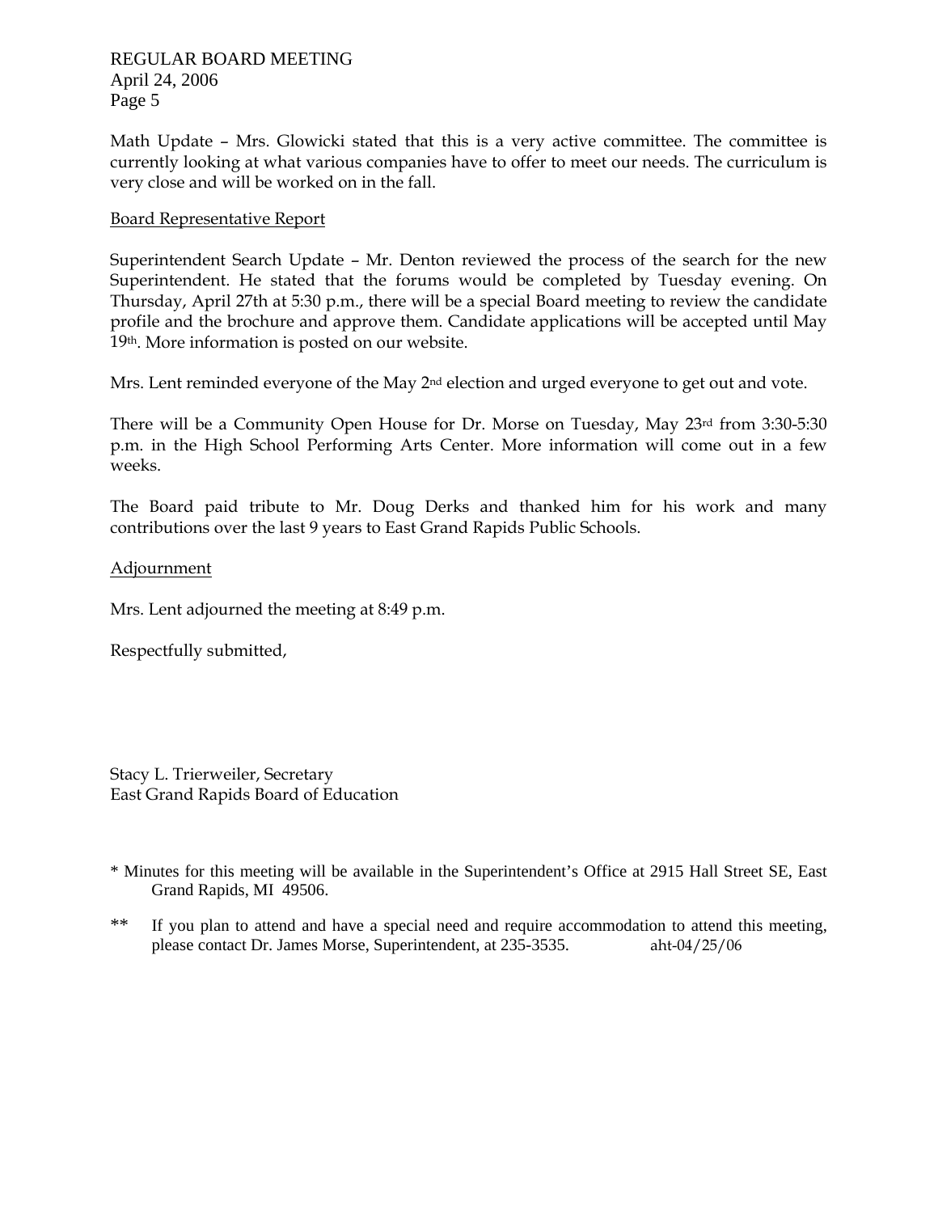Math Update – Mrs. Glowicki stated that this is a very active committee. The committee is currently looking at what various companies have to offer to meet our needs. The curriculum is very close and will be worked on in the fall.

Board Representative Report

Superintendent Search Update – Mr. Denton reviewed the process of the search for the new Superintendent. He stated that the forums would be completed by Tuesday evening. On Thursday, April 27th at 5:30 p.m., there will be a special Board meeting to review the candidate profile and the brochure and approve them. Candidate applications will be accepted until May 19th. More information is posted on our website.

Mrs. Lent reminded everyone of the May 2nd election and urged everyone to get out and vote.

There will be a Community Open House for Dr. Morse on Tuesday, May 23rd from 3:30-5:30 p.m. in the High School Performing Arts Center. More information will come out in a few weeks.

The Board paid tribute to Mr. Doug Derks and thanked him for his work and many contributions over the last 9 years to East Grand Rapids Public Schools.

Adjournment

Mrs. Lent adjourned the meeting at 8:49 p.m.

Respectfully submitted,

Stacy L. Trierweiler, Secretary
East Grand Rapids Board of Education

* Minutes for this meeting will be available in the Superintendent's Office at 2915 Hall Street SE, East Grand Rapids, MI 49506.

** If you plan to attend and have a special need and require accommodation to attend this meeting, please contact Dr. James Morse, Superintendent, at 235-3535. aht-04/25/06